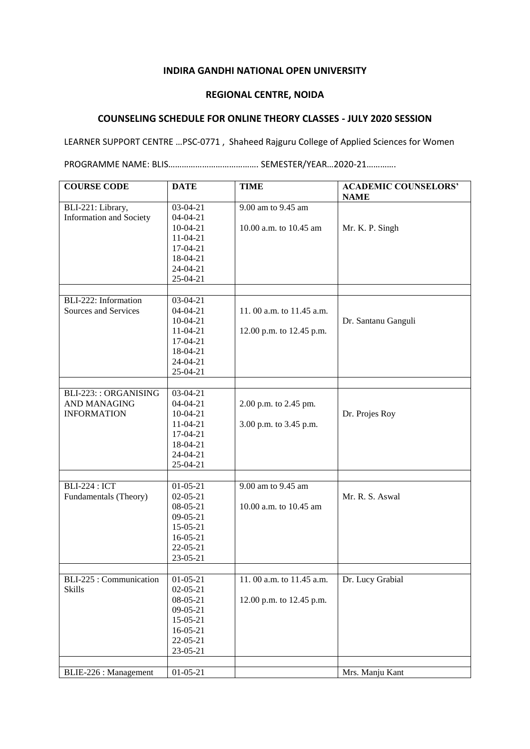**INDIRA GANDHI NATIONAL OPEN UNIVERSITY**

**REGIONAL CENTRE, NOIDA**

**COUNSELING SCHEDULE FOR ONLINE THEORY CLASSES - JULY 2020 SESSION**

LEARNER SUPPORT CENTRE …PSC-0771 , Shaheed Rajguru College of Applied Sciences for Women

PROGRAMME NAME: BLIS…………………………………. SEMESTER/YEAR…2020-21………….

| COURSE CODE | DATE | TIME | ACADEMIC COUNSELORS' NAME |
|---|---|---|---|
| BLI-221: Library, Information and Society | 03-04-21<br>04-04-21<br>10-04-21<br>11-04-21<br>17-04-21<br>18-04-21<br>24-04-21<br>25-04-21 | 9.00 am to 9.45 am<br><br>10.00 a.m. to 10.45 am | Mr. K. P. Singh |
| | | | |
| BLI-222: Information Sources and Services | 03-04-21<br>04-04-21<br>10-04-21<br>11-04-21<br>17-04-21<br>18-04-21<br>24-04-21<br>25-04-21 | 11. 00 a.m. to 11.45 a.m.<br><br>12.00 p.m. to 12.45 p.m. | Dr. Santanu Ganguli |
| | | | |
| BLI-223: : ORGANISING AND MANAGING INFORMATION | 03-04-21<br>04-04-21<br>10-04-21<br>11-04-21<br>17-04-21<br>18-04-21<br>24-04-21<br>25-04-21 | 2.00 p.m. to 2.45 pm.<br><br>3.00 p.m. to 3.45 p.m. | Dr. Projes Roy |
| | | | |
| BLI-224 : ICT Fundamentals (Theory) | 01-05-21<br>02-05-21<br>08-05-21<br>09-05-21<br>15-05-21<br>16-05-21<br>22-05-21<br>23-05-21 | 9.00 am to 9.45 am<br><br>10.00 a.m. to 10.45 am | Mr. R. S. Aswal |
| | | | |
| BLI-225 : Communication Skills | 01-05-21<br>02-05-21<br>08-05-21<br>09-05-21<br>15-05-21<br>16-05-21<br>22-05-21<br>23-05-21 | 11. 00 a.m. to 11.45 a.m.<br><br>12.00 p.m. to 12.45 p.m. | Dr. Lucy Grabial |
| | | | |
| BLIE-226 : Management | 01-05-21 | | Mrs. Manju Kant |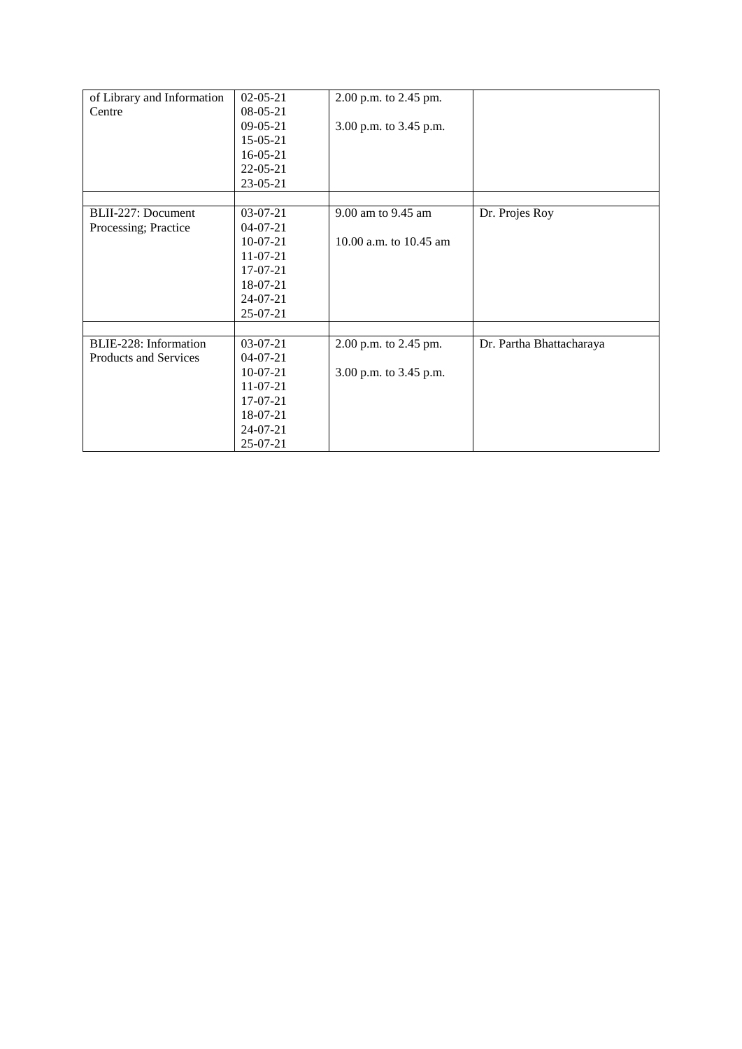| | | | |
|---|---|---|---|
| of Library and Information Centre | 02-05-21<br>08-05-21<br>09-05-21<br>15-05-21<br>16-05-21<br>22-05-21<br>23-05-21 | 2.00 p.m. to 2.45 pm.<br><br>3.00 p.m. to 3.45 p.m. | |
| | | | |
| BLII-227: Document Processing; Practice | 03-07-21<br>04-07-21<br>10-07-21<br>11-07-21<br>17-07-21<br>18-07-21<br>24-07-21<br>25-07-21 | 9.00 am to 9.45 am<br><br>10.00 a.m. to 10.45 am | Dr. Projes Roy |
| | | | |
| BLIE-228: Information Products and Services | 03-07-21<br>04-07-21<br>10-07-21<br>11-07-21<br>17-07-21<br>18-07-21<br>24-07-21<br>25-07-21 | 2.00 p.m. to 2.45 pm.<br><br>3.00 p.m. to 3.45 p.m. | Dr. Partha Bhattacharaya |